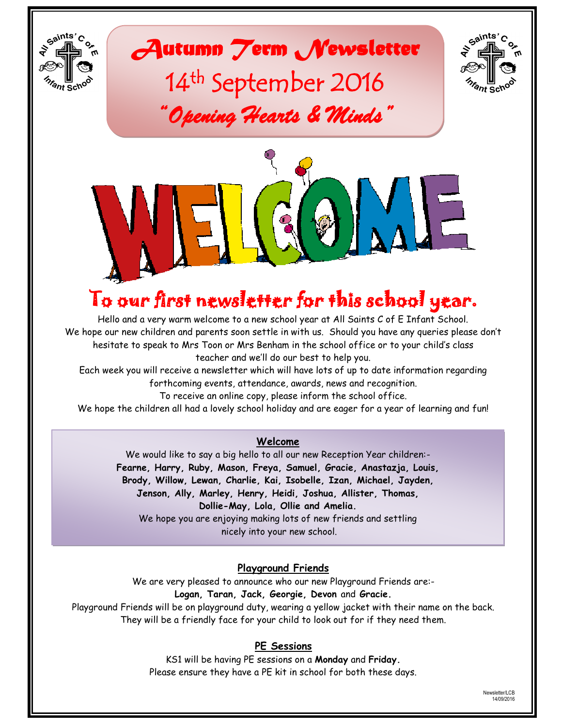# *Autumn Term Newsletter*

## 14th September 2016

### *"Opening Hearts & Minds"*

# WELCOME

## To our first newsletter for this school year.

Hello and a very warm welcome to a new school year at All Saints C of E Infant School. We hope our new children and parents soon settle in with us. Should you have any queries please don't hesitate to speak to Mrs Toon or Mrs Benham in the school office or to your child's class teacher and we'll do our best to help you.

Each week you will receive a newsletter which will have lots of up to date information regarding forthcoming events, attendance, awards, news and recognition.

To receive an online copy, please inform the school office.

We hope the children all had a lovely school holiday and are eager for a year of learning and fun!

### Welcome

We would like to say a big hello to all our new Reception Year children:-

**Fearne, Harry, Ruby, Mason, Freya, Samuel, Gracie, Anastazja, Louis, Brody, Willow, Lewan, Charlie, Kai, Isobelle, Izan, Michael, Jayden, Jenson, Ally, Marley, Henry, Heidi, Joshua, Allister, Thomas, Dollie-May, Lola, Ollie and Amelia.**

We hope you are enjoying making lots of new friends and settling nicely into your new school.

### Playground Friends

We are very pleased to announce who our new Playground Friends are:-

**Logan, Taran, Jack, Georgie, Devon** and **Gracie.**

Playground Friends will be on playground duty, wearing a yellow jacket with their name on the back. They will be a friendly face for your child to look out for if they need them.

### PE Sessions

KS1 will be having PE sessions on a **Monday** and **Friday.**

Please ensure they have a PE kit in school for both these days.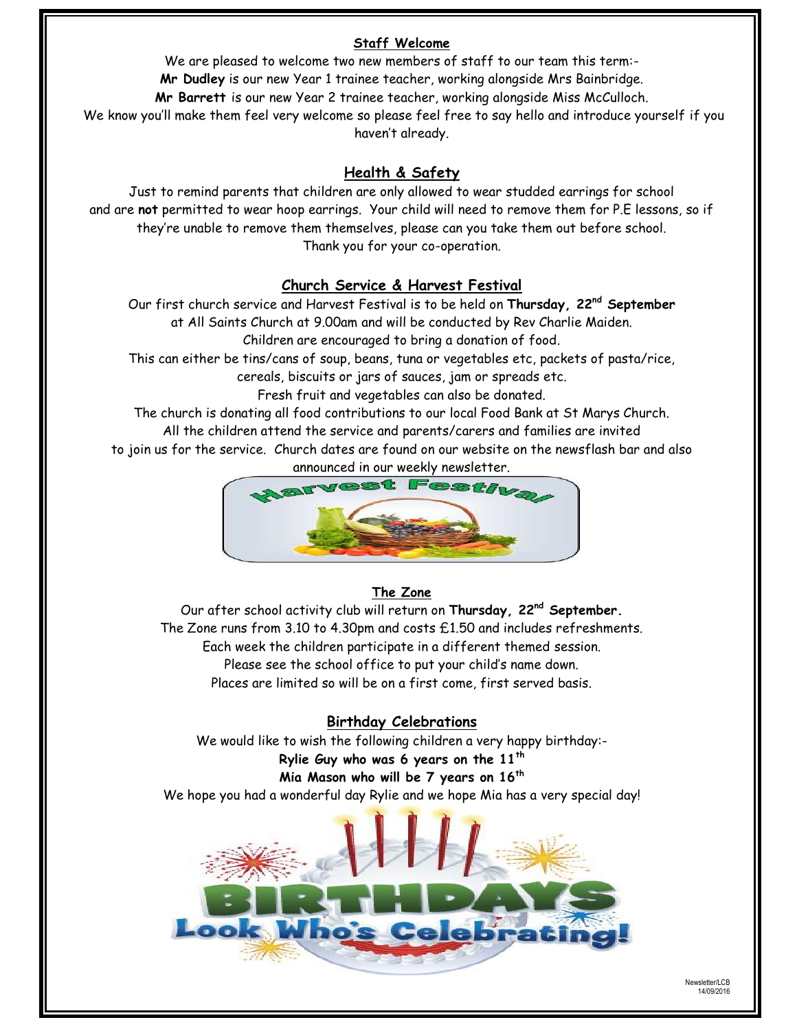## Staff Welcome

We are pleased to welcome two new members of staff to our team this term:-

**Mr Dudley** is our new Year 1 trainee teacher, working alongside Mrs Bainbridge.

**Mr Barrett** is our new Year 2 trainee teacher, working alongside Miss McCulloch.

We know you'll make them feel very welcome so please feel free to say hello and introduce yourself if you haven't already.

## Health & Safety

Just to remind parents that children are only allowed to wear studded earrings for school and are **not** permitted to wear hoop earrings. Your child will need to remove them for P.E lessons, so if they're unable to remove them themselves, please can you take them out before school.

Thank you for your co-operation.

## Church Service & Harvest Festival

Our first church service and Harvest Festival is to be held on **Thursday, 22nd September** at All Saints Church at 9.00am and will be conducted by Rev Charlie Maiden.

Children are encouraged to bring a donation of food.

This can either be tins/cans of soup, beans, tuna or vegetables etc, packets of pasta/rice, cereals, biscuits or jars of sauces, jam or spreads etc.

Fresh fruit and vegetables can also be donated.

The church is donating all food contributions to our local Food Bank at St Marys Church.

All the children attend the service and parents/carers and families are invited to join us for the service. Church dates are found on our website on the newsflash bar and also announced in our weekly newsletter.

## The Zone

Our after school activity club will return on **Thursday, 22nd September.**

The Zone runs from 3.10 to 4.30pm and costs £1.50 and includes refreshments.

Each week the children participate in a different themed session.

Please see the school office to put your child's name down.

Places are limited so will be on a first come, first served basis.

## Birthday Celebrations

We would like to wish the following children a very happy birthday:-

**Rylie Guy who was 6 years on the 11th**

**Mia Mason who will be 7 years on 16th**

We hope you had a wonderful day Rylie and we hope Mia has a very special day!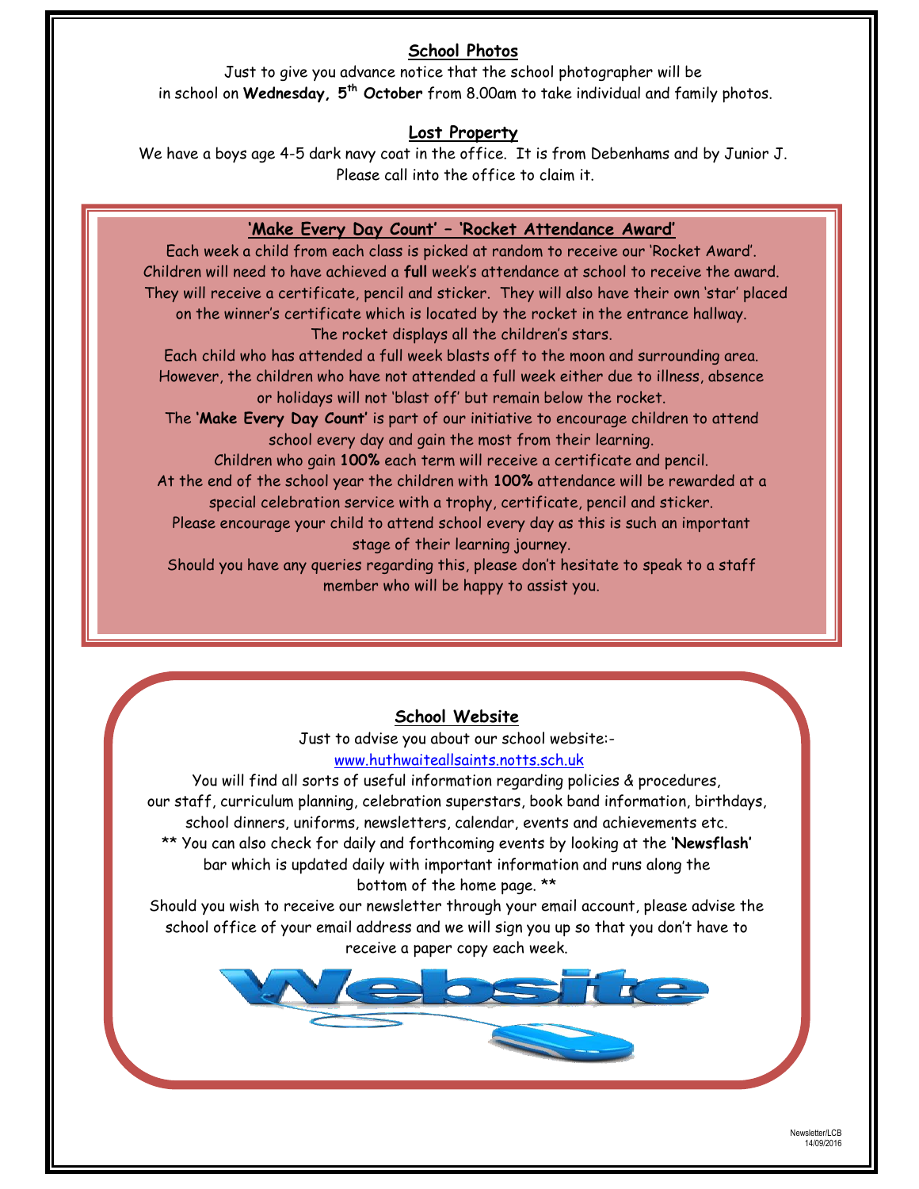## School Photos

Just to give you advance notice that the school photographer will be in school on **Wednesday, 5th October** from 8.00am to take individual and family photos.

## Lost Property

We have a boys age 4-5 dark navy coat in the office. It is from Debenhams and by Junior J. Please call into the office to claim it.

## 'Make Every Day Count' – 'Rocket Attendance Award'

Each week a child from each class is picked at random to receive our 'Rocket Award'. Children will need to have achieved a **full** week's attendance at school to receive the award. They will receive a certificate, pencil and sticker. They will also have their own 'star' placed on the winner's certificate which is located by the rocket in the entrance hallway. The rocket displays all the children's stars.

Each child who has attended a full week blasts off to the moon and surrounding area. However, the children who have not attended a full week either due to illness, absence or holidays will not 'blast off' but remain below the rocket.

The '**Make Every Day Count**' is part of our initiative to encourage children to attend school every day and gain the most from their learning.

Children who gain **100%** each term will receive a certificate and pencil.

At the end of the school year the children with **100%** attendance will be rewarded at a special celebration service with a trophy, certificate, pencil and sticker.

Please encourage your child to attend school every day as this is such an important stage of their learning journey.

Should you have any queries regarding this, please don't hesitate to speak to a staff member who will be happy to assist you.

## School Website

Just to advise you about our school website:-
www.huthwaiteallsaints.notts.sch.uk

You will find all sorts of useful information regarding policies & procedures, our staff, curriculum planning, celebration superstars, book band information, birthdays, school dinners, uniforms, newsletters, calendar, events and achievements etc.

** You can also check for daily and forthcoming events by looking at the '**Newsflash**' bar which is updated daily with important information and runs along the bottom of the home page. **

Should you wish to receive our newsletter through your email account, please advise the school office of your email address and we will sign you up so that you don't have to receive a paper copy each week.

Newsletter/LCB
14/09/2016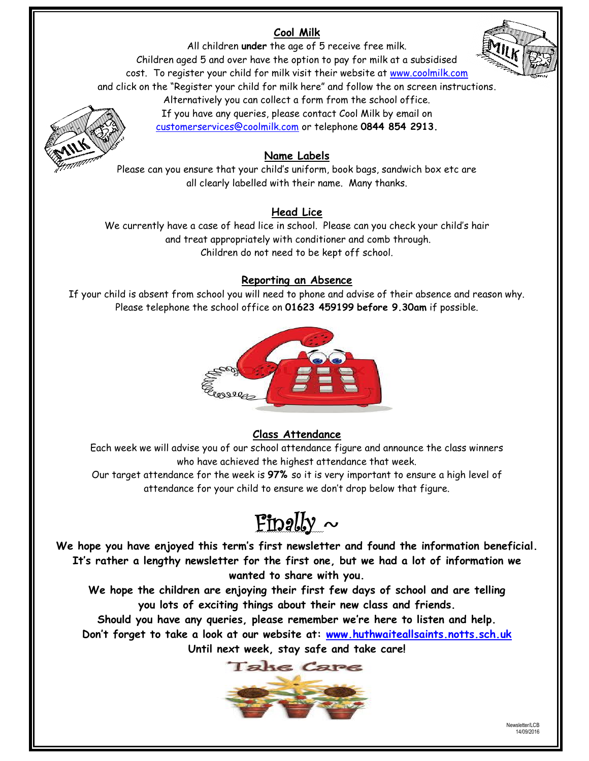## Cool Milk

All children **under** the age of 5 receive free milk.
Children aged 5 and over have the option to pay for milk at a subsidised cost. To register your child for milk visit their website at www.coolmilk.com and click on the "Register your child for milk here" and follow the on screen instructions.
Alternatively you can collect a form from the school office.
If you have any queries, please contact Cool Milk by email on customerservices@coolmilk.com or telephone **0844 854 2913.**

## Name Labels

Please can you ensure that your child's uniform, book bags, sandwich box etc are all clearly labelled with their name. Many thanks.

## Head Lice

We currently have a case of head lice in school. Please can you check your child's hair and treat appropriately with conditioner and comb through.
Children do not need to be kept off school.

## Reporting an Absence

If your child is absent from school you will need to phone and advise of their absence and reason why.
Please telephone the school office on **01623 459199 before 9.30am** if possible.

## Class Attendance

Each week we will advise you of our school attendance figure and announce the class winners who have achieved the highest attendance that week.
Our target attendance for the week is **97%** so it is very important to ensure a high level of attendance for your child to ensure we don't drop below that figure.

# Finally ~

**We hope you have enjoyed this term's first newsletter and found the information beneficial. It's rather a lengthy newsletter for the first one, but we had a lot of information we wanted to share with you.**

**We hope the children are enjoying their first few days of school and are telling you lots of exciting things about their new class and friends.**

**Should you have any queries, please remember we're here to listen and help.**

**Don't forget to take a look at our website at: www.huthwaiteallsaints.notts.sch.uk**

**Until next week, stay safe and take care!**

Take Care

Newsletter/LCB
14/09/2016